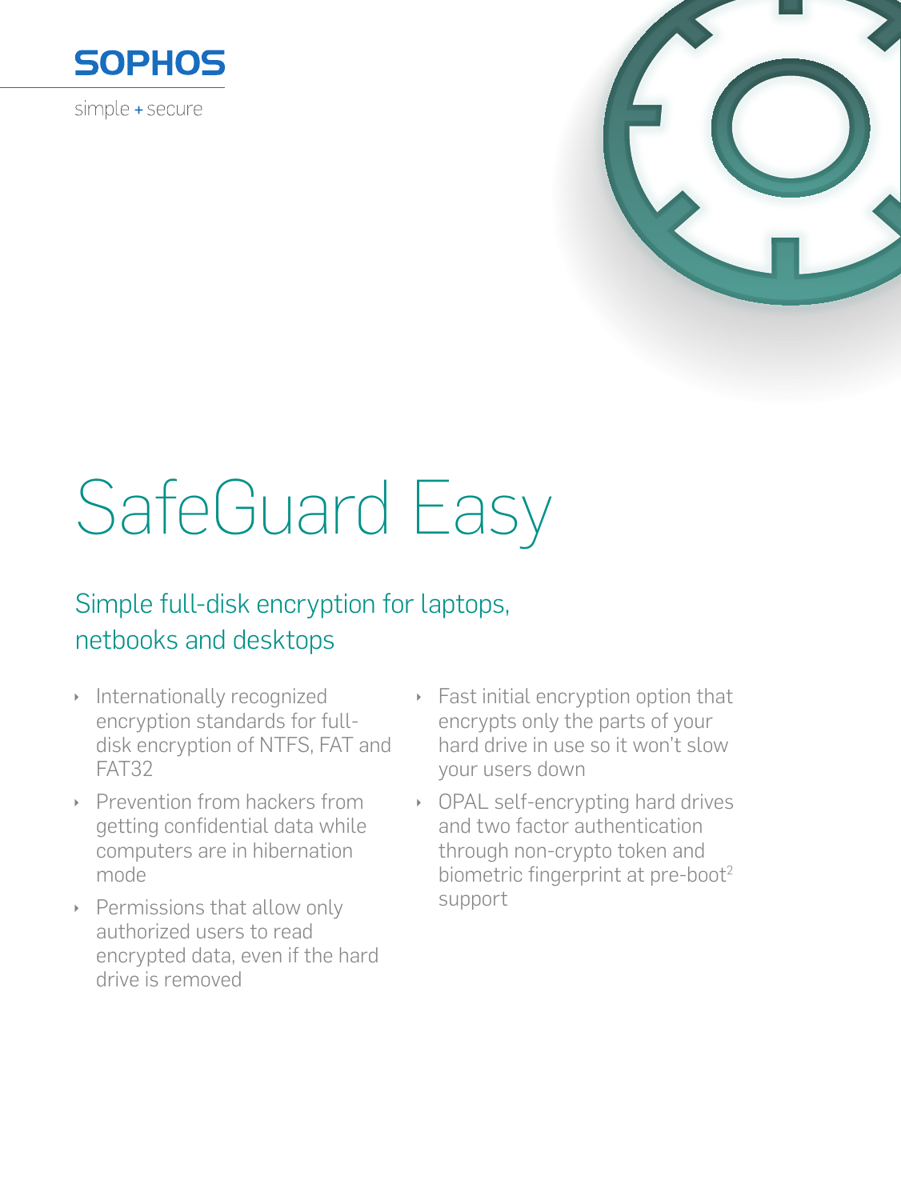SOPHOS

simple + secure

# SafeGuard Easy

## Simple full-disk encryption for laptops, netbooks and desktops

- Internationally recognized encryption standards for full-disk encryption of NTFS, FAT and FAT32
- Prevention from hackers from getting confidential data while computers are in hibernation mode
- Permissions that allow only authorized users to read encrypted data, even if the hard drive is removed
- Fast initial encryption option that encrypts only the parts of your hard drive in use so it won't slow your users down
- OPAL self-encrypting hard drives and two factor authentication through non-crypto token and biometric fingerprint at pre-boot[2] support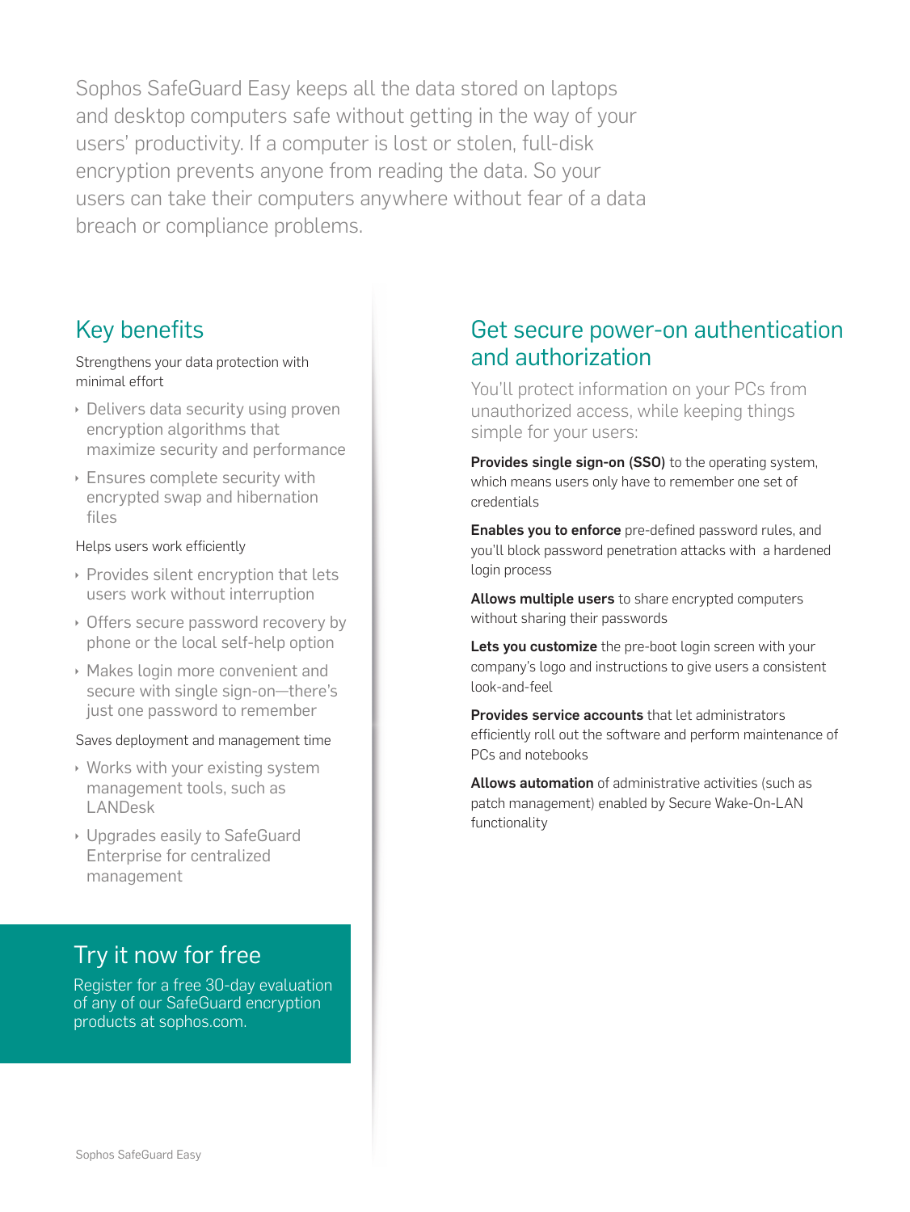Sophos SafeGuard Easy keeps all the data stored on laptops and desktop computers safe without getting in the way of your users' productivity. If a computer is lost or stolen, full-disk encryption prevents anyone from reading the data. So your users can take their computers anywhere without fear of a data breach or compliance problems.

## Key benefits

Strengthens your data protection with minimal effort

- Delivers data security using proven encryption algorithms that maximize security and performance
- Ensures complete security with encrypted swap and hibernation files

Helps users work efficiently

- Provides silent encryption that lets users work without interruption
- Offers secure password recovery by phone or the local self-help option
- Makes login more convenient and secure with single sign-on—there's just one password to remember

Saves deployment and management time

- Works with your existing system management tools, such as LANDesk
- Upgrades easily to SafeGuard Enterprise for centralized management

## Try it now for free

Register for a free 30-day evaluation of any of our SafeGuard encryption products at sophos.com.

## Get secure power-on authentication and authorization

You'll protect information on your PCs from unauthorized access, while keeping things simple for your users:

**Provides single sign-on (SSO)** to the operating system, which means users only have to remember one set of credentials

**Enables you to enforce** pre-defined password rules, and you'll block password penetration attacks with a hardened login process

**Allows multiple users** to share encrypted computers without sharing their passwords

**Lets you customize** the pre-boot login screen with your company's logo and instructions to give users a consistent look-and-feel

**Provides service accounts** that let administrators efficiently roll out the software and perform maintenance of PCs and notebooks

**Allows automation** of administrative activities (such as patch management) enabled by Secure Wake-On-LAN functionality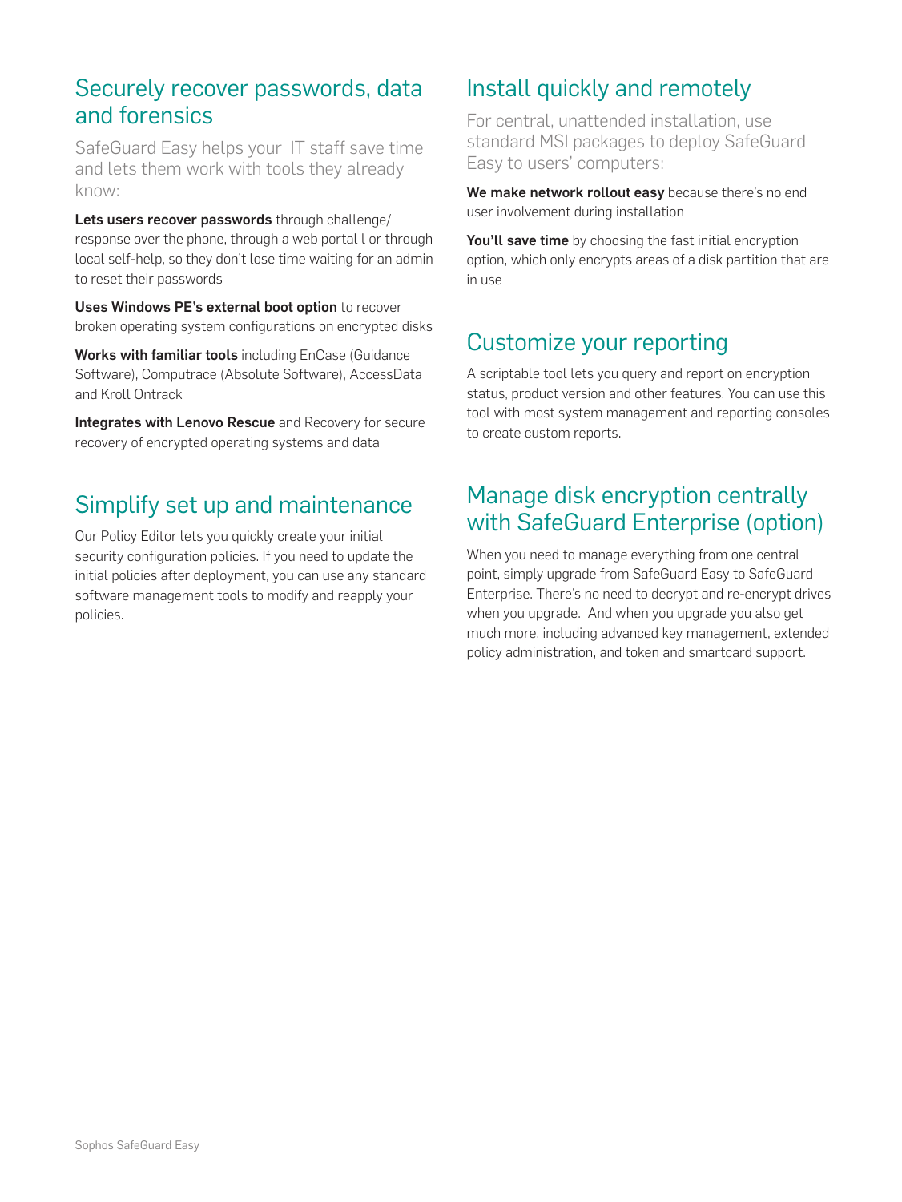## Securely recover passwords, data and forensics

SafeGuard Easy helps your IT staff save time and lets them work with tools they already know:

**Lets users recover passwords** through challenge/response over the phone, through a web portal l or through local self-help, so they don't lose time waiting for an admin to reset their passwords

**Uses Windows PE's external boot option** to recover broken operating system configurations on encrypted disks

**Works with familiar tools** including EnCase (Guidance Software), Computrace (Absolute Software), AccessData and Kroll Ontrack

**Integrates with Lenovo Rescue** and Recovery for secure recovery of encrypted operating systems and data

## Simplify set up and maintenance

Our Policy Editor lets you quickly create your initial security configuration policies. If you need to update the initial policies after deployment, you can use any standard software management tools to modify and reapply your policies.

## Install quickly and remotely

For central, unattended installation, use standard MSI packages to deploy SafeGuard Easy to users' computers:

**We make network rollout easy** because there's no end user involvement during installation

**You'll save time** by choosing the fast initial encryption option, which only encrypts areas of a disk partition that are in use

## Customize your reporting

A scriptable tool lets you query and report on encryption status, product version and other features. You can use this tool with most system management and reporting consoles to create custom reports.

## Manage disk encryption centrally with SafeGuard Enterprise (option)

When you need to manage everything from one central point, simply upgrade from SafeGuard Easy to SafeGuard Enterprise. There's no need to decrypt and re-encrypt drives when you upgrade. And when you upgrade you also get much more, including advanced key management, extended policy administration, and token and smartcard support.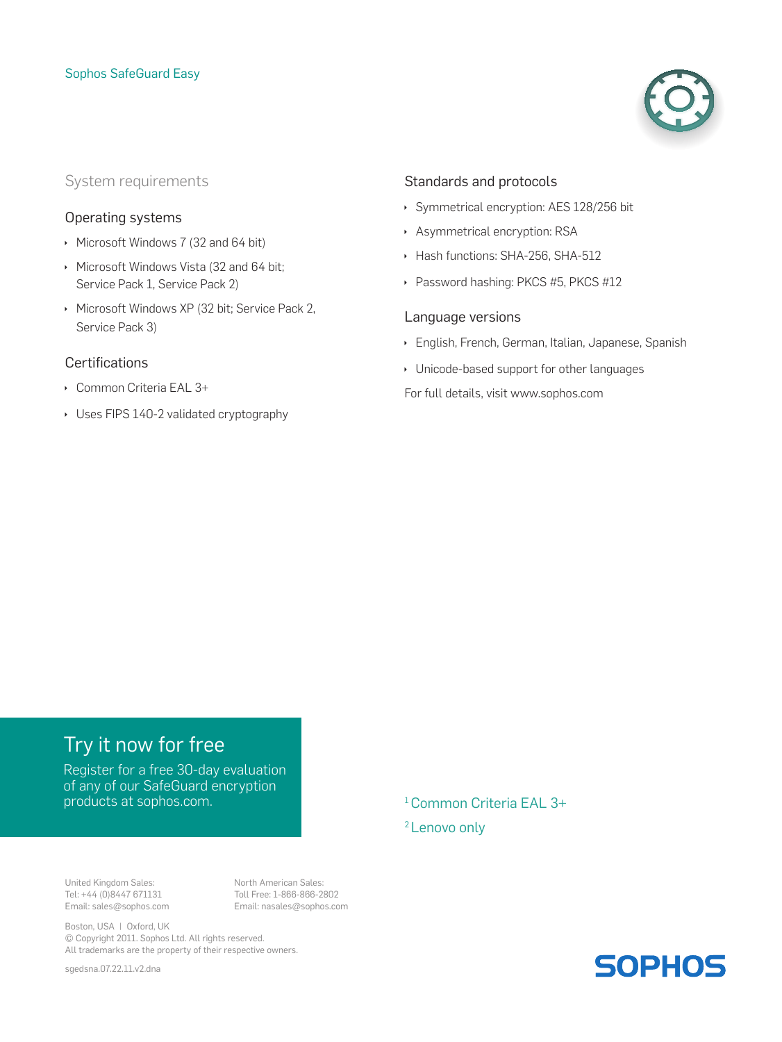Sophos SafeGuard Easy

## System requirements

### Operating systems

- Microsoft Windows 7 (32 and 64 bit)
- Microsoft Windows Vista (32 and 64 bit; Service Pack 1, Service Pack 2)
- Microsoft Windows XP (32 bit; Service Pack 2, Service Pack 3)

### Certifications

- Common Criteria EAL 3+
- Uses FIPS 140-2 validated cryptography

### Standards and protocols

- Symmetrical encryption: AES 128/256 bit
- Asymmetrical encryption: RSA
- Hash functions: SHA-256, SHA-512
- Password hashing: PKCS #5, PKCS #12

### Language versions

- English, French, German, Italian, Japanese, Spanish
- Unicode-based support for other languages

For full details, visit www.sophos.com

## Try it now for free

Register for a free 30-day evaluation of any of our SafeGuard encryption products at sophos.com.

[1] Common Criteria EAL 3+

[2] Lenovo only

United Kingdom Sales:
Tel: +44 (0)8447 671131
Email: sales@sophos.com

North American Sales:
Toll Free: 1-866-866-2802
Email: nasales@sophos.com

Boston, USA | Oxford, UK
© Copyright 2011. Sophos Ltd. All rights reserved.
All trademarks are the property of their respective owners.

sgedsna.07.22.11.v2.dna

SOPHOS